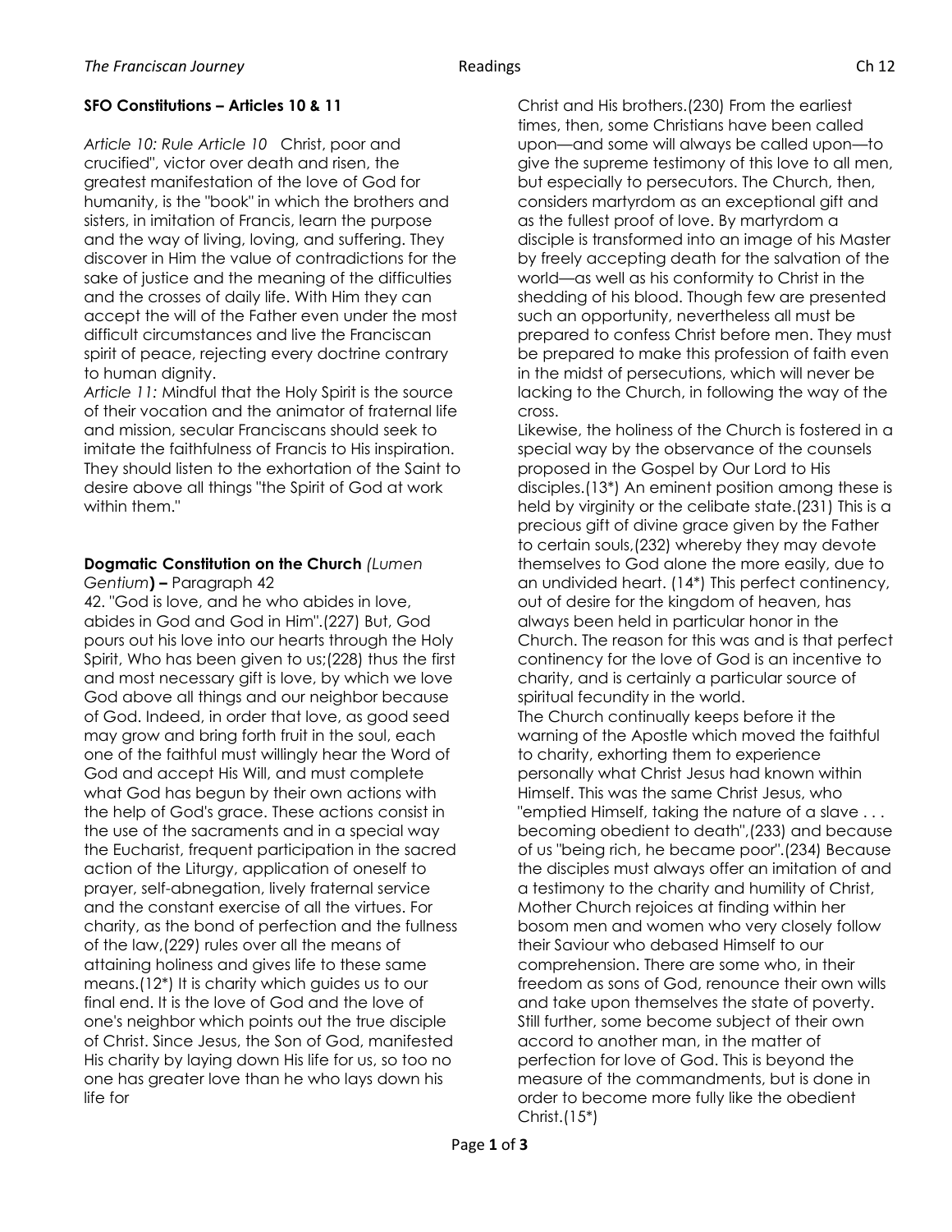## SFO Constitutions – Articles 10 & 11

*Article 10: Rule Article 10* Christ, poor and crucified", victor over death and risen, the greatest manifestation of the love of God for humanity, is the "book" in which the brothers and sisters, in imitation of Francis, learn the purpose and the way of living, loving, and suffering. They discover in Him the value of contradictions for the sake of justice and the meaning of the difficulties and the crosses of daily life. With Him they can accept the will of the Father even under the most difficult circumstances and live the Franciscan spirit of peace, rejecting every doctrine contrary to human dignity.

*Article 11:* Mindful that the Holy Spirit is the source of their vocation and the animator of fraternal life and mission, secular Franciscans should seek to imitate the faithfulness of Francis to His inspiration. They should listen to the exhortation of the Saint to desire above all things "the Spirit of God at work within them."

## Dogmatic Constitution on the Church *(Lumen Gentium)* – Paragraph 42

42. "God is love, and he who abides in love, abides in God and God in Him".(227) But, God pours out his love into our hearts through the Holy Spirit, Who has been given to us;(228) thus the first and most necessary gift is love, by which we love God above all things and our neighbor because of God. Indeed, in order that love, as good seed may grow and bring forth fruit in the soul, each one of the faithful must willingly hear the Word of God and accept His Will, and must complete what God has begun by their own actions with the help of God's grace. These actions consist in the use of the sacraments and in a special way the Eucharist, frequent participation in the sacred action of the Liturgy, application of oneself to prayer, self-abnegation, lively fraternal service and the constant exercise of all the virtues. For charity, as the bond of perfection and the fullness of the law,(229) rules over all the means of attaining holiness and gives life to these same means.(12*) It is charity which guides us to our final end. It is the love of God and the love of one's neighbor which points out the true disciple of Christ. Since Jesus, the Son of God, manifested His charity by laying down His life for us, so too no one has greater love than he who lays down his life for Christ and His brothers.(230) From the earliest times, then, some Christians have been called upon—and some will always be called upon—to give the supreme testimony of this love to all men, but especially to persecutors. The Church, then, considers martyrdom as an exceptional gift and as the fullest proof of love. By martyrdom a disciple is transformed into an image of his Master by freely accepting death for the salvation of the world—as well as his conformity to Christ in the shedding of his blood. Though few are presented such an opportunity, nevertheless all must be prepared to confess Christ before men. They must be prepared to make this profession of faith even in the midst of persecutions, which will never be lacking to the Church, in following the way of the cross.

Likewise, the holiness of the Church is fostered in a special way by the observance of the counsels proposed in the Gospel by Our Lord to His disciples.(13*) An eminent position among these is held by virginity or the celibate state.(231) This is a precious gift of divine grace given by the Father to certain souls,(232) whereby they may devote themselves to God alone the more easily, due to an undivided heart. (14*) This perfect continency, out of desire for the kingdom of heaven, has always been held in particular honor in the Church. The reason for this was and is that perfect continency for the love of God is an incentive to charity, and is certainly a particular source of spiritual fecundity in the world.

The Church continually keeps before it the warning of the Apostle which moved the faithful to charity, exhorting them to experience personally what Christ Jesus had known within Himself. This was the same Christ Jesus, who "emptied Himself, taking the nature of a slave . . . becoming obedient to death",(233) and because of us "being rich, he became poor".(234) Because the disciples must always offer an imitation of and a testimony to the charity and humility of Christ, Mother Church rejoices at finding within her bosom men and women who very closely follow their Saviour who debased Himself to our comprehension. There are some who, in their freedom as sons of God, renounce their own wills and take upon themselves the state of poverty. Still further, some become subject of their own accord to another man, in the matter of perfection for love of God. This is beyond the measure of the commandments, but is done in order to become more fully like the obedient Christ.(15*)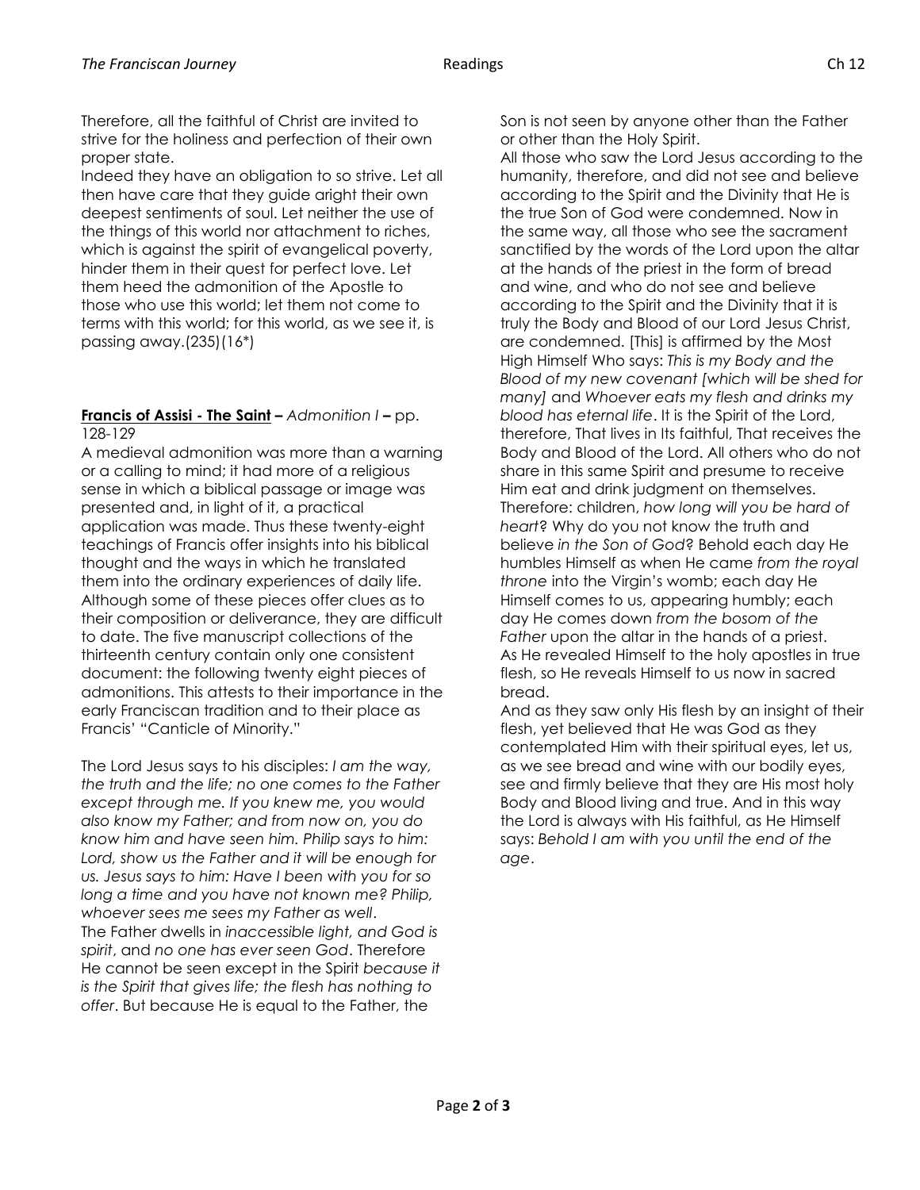Therefore, all the faithful of Christ are invited to strive for the holiness and perfection of their own proper state.

Indeed they have an obligation to so strive. Let all then have care that they guide aright their own deepest sentiments of soul. Let neither the use of the things of this world nor attachment to riches, which is against the spirit of evangelical poverty, hinder them in their quest for perfect love. Let them heed the admonition of the Apostle to those who use this world; let them not come to terms with this world; for this world, as we see it, is passing away.(235)(16*)

**Francis of Assisi - The Saint** – *Admonition I* – pp. 128-129

A medieval admonition was more than a warning or a calling to mind; it had more of a religious sense in which a biblical passage or image was presented and, in light of it, a practical application was made. Thus these twenty-eight teachings of Francis offer insights into his biblical thought and the ways in which he translated them into the ordinary experiences of daily life. Although some of these pieces offer clues as to their composition or deliverance, they are difficult to date. The five manuscript collections of the thirteenth century contain only one consistent document: the following twenty eight pieces of admonitions. This attests to their importance in the early Franciscan tradition and to their place as Francis' "Canticle of Minority."

The Lord Jesus says to his disciples: *I am the way, the truth and the life; no one comes to the Father except through me. If you knew me, you would also know my Father; and from now on, you do know him and have seen him. Philip says to him: Lord, show us the Father and it will be enough for us. Jesus says to him: Have I been with you for so long a time and you have not known me? Philip, whoever sees me sees my Father as well*.

The Father dwells in *inaccessible light, and God is spirit*, and *no one has ever seen God*. Therefore He cannot be seen except in the Spirit *because it is the Spirit that gives life; the flesh has nothing to offer*. But because He is equal to the Father, the Son is not seen by anyone other than the Father or other than the Holy Spirit.

All those who saw the Lord Jesus according to the humanity, therefore, and did not see and believe according to the Spirit and the Divinity that He is the true Son of God were condemned. Now in the same way, all those who see the sacrament sanctified by the words of the Lord upon the altar at the hands of the priest in the form of bread and wine, and who do not see and believe according to the Spirit and the Divinity that it is truly the Body and Blood of our Lord Jesus Christ, are condemned. [This] is affirmed by the Most High Himself Who says: *This is my Body and the Blood of my new covenant [which will be shed for many]* and *Whoever eats my flesh and drinks my blood has eternal life*. It is the Spirit of the Lord, therefore, That lives in Its faithful, That receives the Body and Blood of the Lord. All others who do not share in this same Spirit and presume to receive Him eat and drink judgment on themselves.

Therefore: children, *how long will you be hard of heart*? Why do you not know the truth and believe *in the Son of God*? Behold each day He humbles Himself as when He came *from the royal throne* into the Virgin's womb; each day He Himself comes to us, appearing humbly; each day He comes down *from the bosom of the Father* upon the altar in the hands of a priest.

As He revealed Himself to the holy apostles in true flesh, so He reveals Himself to us now in sacred bread.

And as they saw only His flesh by an insight of their flesh, yet believed that He was God as they contemplated Him with their spiritual eyes, let us, as we see bread and wine with our bodily eyes, see and firmly believe that they are His most holy Body and Blood living and true. And in this way the Lord is always with His faithful, as He Himself says: *Behold I am with you until the end of the age*.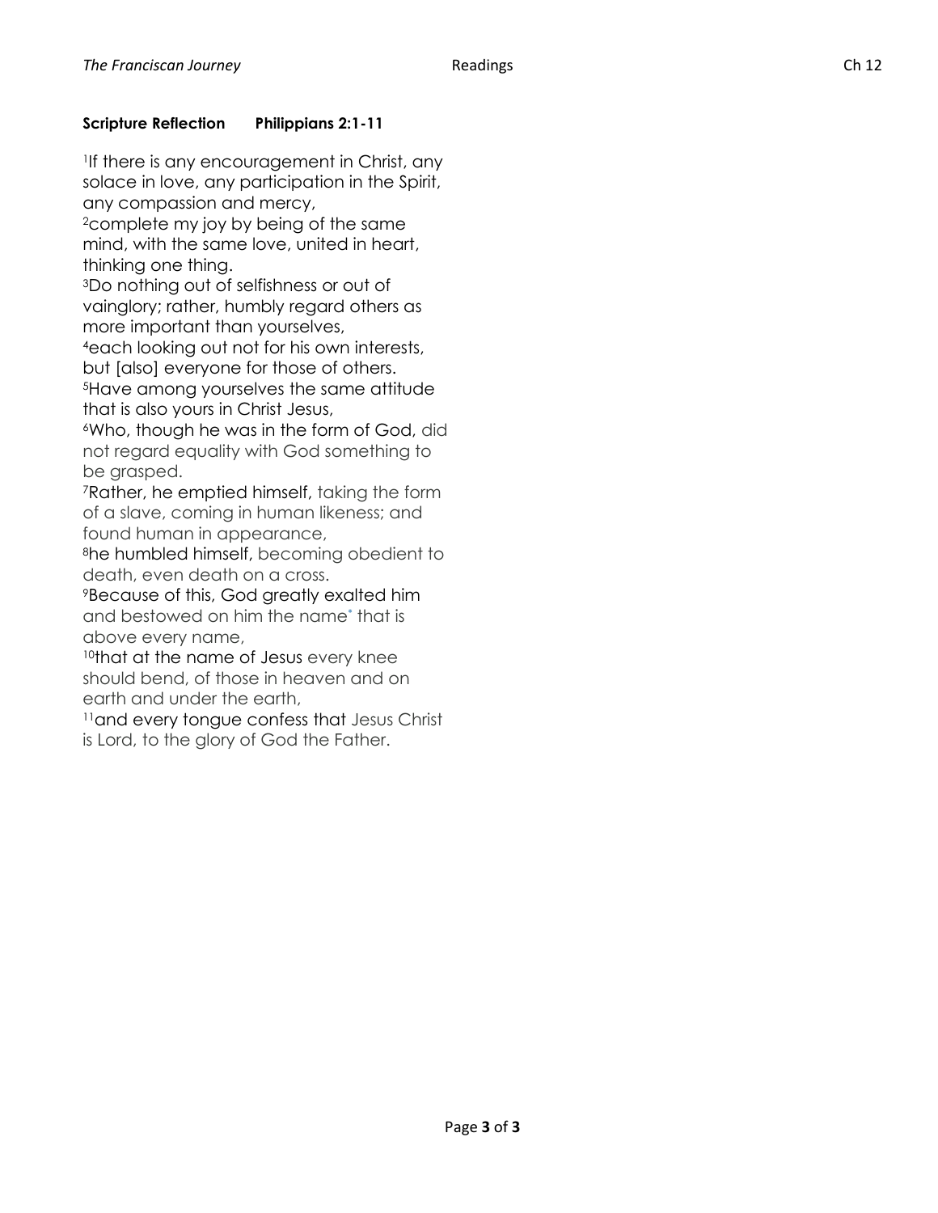**Scripture Reflection Philippians 2:1-11**

[1]If there is any encouragement in Christ, any solace in love, any participation in the Spirit, any compassion and mercy,
[2]complete my joy by being of the same mind, with the same love, united in heart, thinking one thing.
[3]Do nothing out of selfishness or out of vainglory; rather, humbly regard others as more important than yourselves,
[4]each looking out not for his own interests, but [also] everyone for those of others.
[5]Have among yourselves the same attitude that is also yours in Christ Jesus,
[6]Who, though he was in the form of God, did not regard equality with God something to be grasped.
[7]Rather, he emptied himself, taking the form of a slave, coming in human likeness; and found human in appearance,
[8]he humbled himself, becoming obedient to death, even death on a cross.
[9]Because of this, God greatly exalted him and bestowed on him the name[*] that is above every name,
[10]that at the name of Jesus every knee should bend, of those in heaven and on earth and under the earth,
[11]and every tongue confess that Jesus Christ is Lord, to the glory of God the Father.